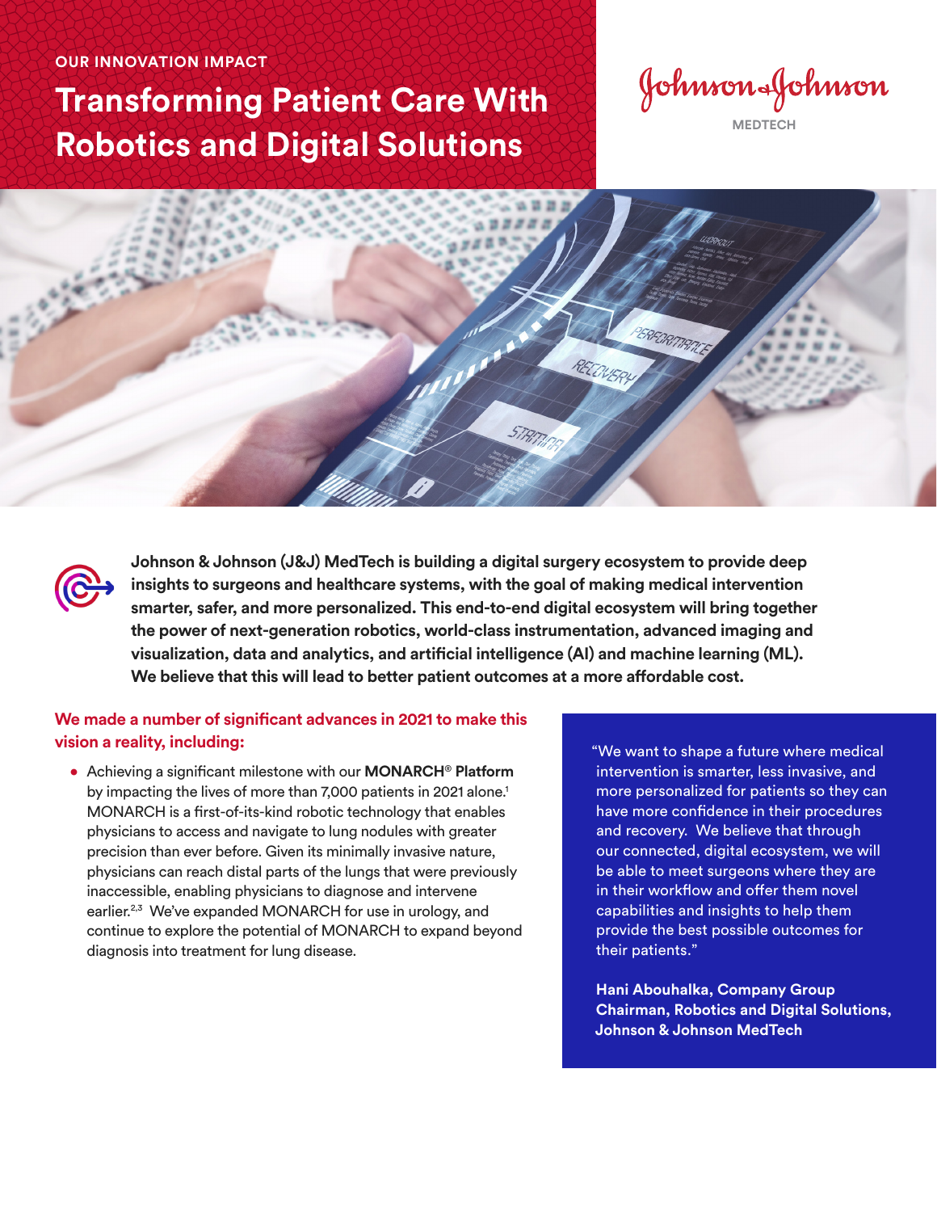OUR INNOVATION IMPACT

# Transforming Patient Care With Robotics and Digital Solutions

Johnson & Johnson

MEDTECH

**Johnson & Johnson (J&J) MedTech is building a digital surgery ecosystem to provide deep insights to surgeons and healthcare systems, with the goal of making medical intervention smarter, safer, and more personalized. This end-to-end digital ecosystem will bring together the power of next-generation robotics, world-class instrumentation, advanced imaging and visualization, data and analytics, and artificial intelligence (AI) and machine learning (ML). We believe that this will lead to better patient outcomes at a more affordable cost.**

## We made a number of significant advances in 2021 to make this vision a reality, including:

- Achieving a significant milestone with our **MONARCH® Platform** by impacting the lives of more than 7,000 patients in 2021 alone.[1] MONARCH is a first-of-its-kind robotic technology that enables physicians to access and navigate to lung nodules with greater precision than ever before. Given its minimally invasive nature, physicians can reach distal parts of the lungs that were previously inaccessible, enabling physicians to diagnose and intervene earlier.[2,3] We've expanded MONARCH for use in urology, and continue to explore the potential of MONARCH to expand beyond diagnosis into treatment for lung disease.

"We want to shape a future where medical intervention is smarter, less invasive, and more personalized for patients so they can have more confidence in their procedures and recovery. We believe that through our connected, digital ecosystem, we will be able to meet surgeons where they are in their workflow and offer them novel capabilities and insights to help them provide the best possible outcomes for their patients."

**Hani Abouhalka, Company Group Chairman, Robotics and Digital Solutions, Johnson & Johnson MedTech**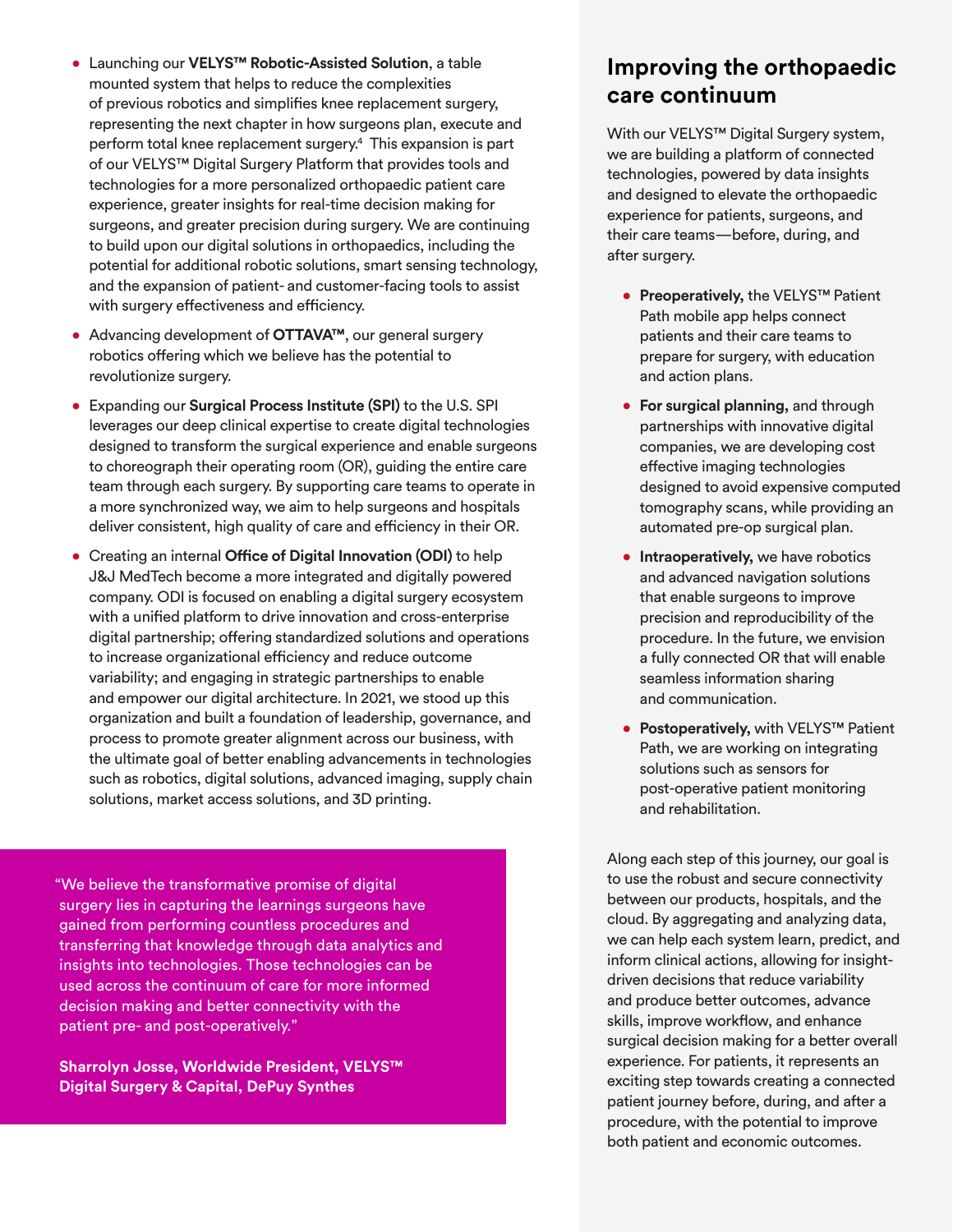- Launching our **VELYS™ Robotic-Assisted Solution**, a table mounted system that helps to reduce the complexities of previous robotics and simplifies knee replacement surgery, representing the next chapter in how surgeons plan, execute and perform total knee replacement surgery.[4] This expansion is part of our VELYS™ Digital Surgery Platform that provides tools and technologies for a more personalized orthopaedic patient care experience, greater insights for real-time decision making for surgeons, and greater precision during surgery. We are continuing to build upon our digital solutions in orthopaedics, including the potential for additional robotic solutions, smart sensing technology, and the expansion of patient- and customer-facing tools to assist with surgery effectiveness and efficiency.
- Advancing development of **OTTAVA™**, our general surgery robotics offering which we believe has the potential to revolutionize surgery.
- Expanding our **Surgical Process Institute (SPI)** to the U.S. SPI leverages our deep clinical expertise to create digital technologies designed to transform the surgical experience and enable surgeons to choreograph their operating room (OR), guiding the entire care team through each surgery. By supporting care teams to operate in a more synchronized way, we aim to help surgeons and hospitals deliver consistent, high quality of care and efficiency in their OR.
- Creating an internal **Office of Digital Innovation (ODI)** to help J&J MedTech become a more integrated and digitally powered company. ODI is focused on enabling a digital surgery ecosystem with a unified platform to drive innovation and cross-enterprise digital partnership; offering standardized solutions and operations to increase organizational efficiency and reduce outcome variability; and engaging in strategic partnerships to enable and empower our digital architecture. In 2021, we stood up this organization and built a foundation of leadership, governance, and process to promote greater alignment across our business, with the ultimate goal of better enabling advancements in technologies such as robotics, digital solutions, advanced imaging, supply chain solutions, market access solutions, and 3D printing.

> "We believe the transformative promise of digital surgery lies in capturing the learnings surgeons have gained from performing countless procedures and transferring that knowledge through data analytics and insights into technologies. Those technologies can be used across the continuum of care for more informed decision making and better connectivity with the patient pre- and post-operatively."
>
> **Sharrolyn Josse, Worldwide President, VELYS™ Digital Surgery & Capital, DePuy Synthes**

## Improving the orthopaedic care continuum

With our VELYS™ Digital Surgery system, we are building a platform of connected technologies, powered by data insights and designed to elevate the orthopaedic experience for patients, surgeons, and their care teams—before, during, and after surgery.

- **Preoperatively,** the VELYS™ Patient Path mobile app helps connect patients and their care teams to prepare for surgery, with education and action plans.
- **For surgical planning,** and through partnerships with innovative digital companies, we are developing cost effective imaging technologies designed to avoid expensive computed tomography scans, while providing an automated pre-op surgical plan.
- **Intraoperatively,** we have robotics and advanced navigation solutions that enable surgeons to improve precision and reproducibility of the procedure. In the future, we envision a fully connected OR that will enable seamless information sharing and communication.
- **Postoperatively,** with VELYS™ Patient Path, we are working on integrating solutions such as sensors for post-operative patient monitoring and rehabilitation.

Along each step of this journey, our goal is to use the robust and secure connectivity between our products, hospitals, and the cloud. By aggregating and analyzing data, we can help each system learn, predict, and inform clinical actions, allowing for insight-driven decisions that reduce variability and produce better outcomes, advance skills, improve workflow, and enhance surgical decision making for a better overall experience. For patients, it represents an exciting step towards creating a connected patient journey before, during, and after a procedure, with the potential to improve both patient and economic outcomes.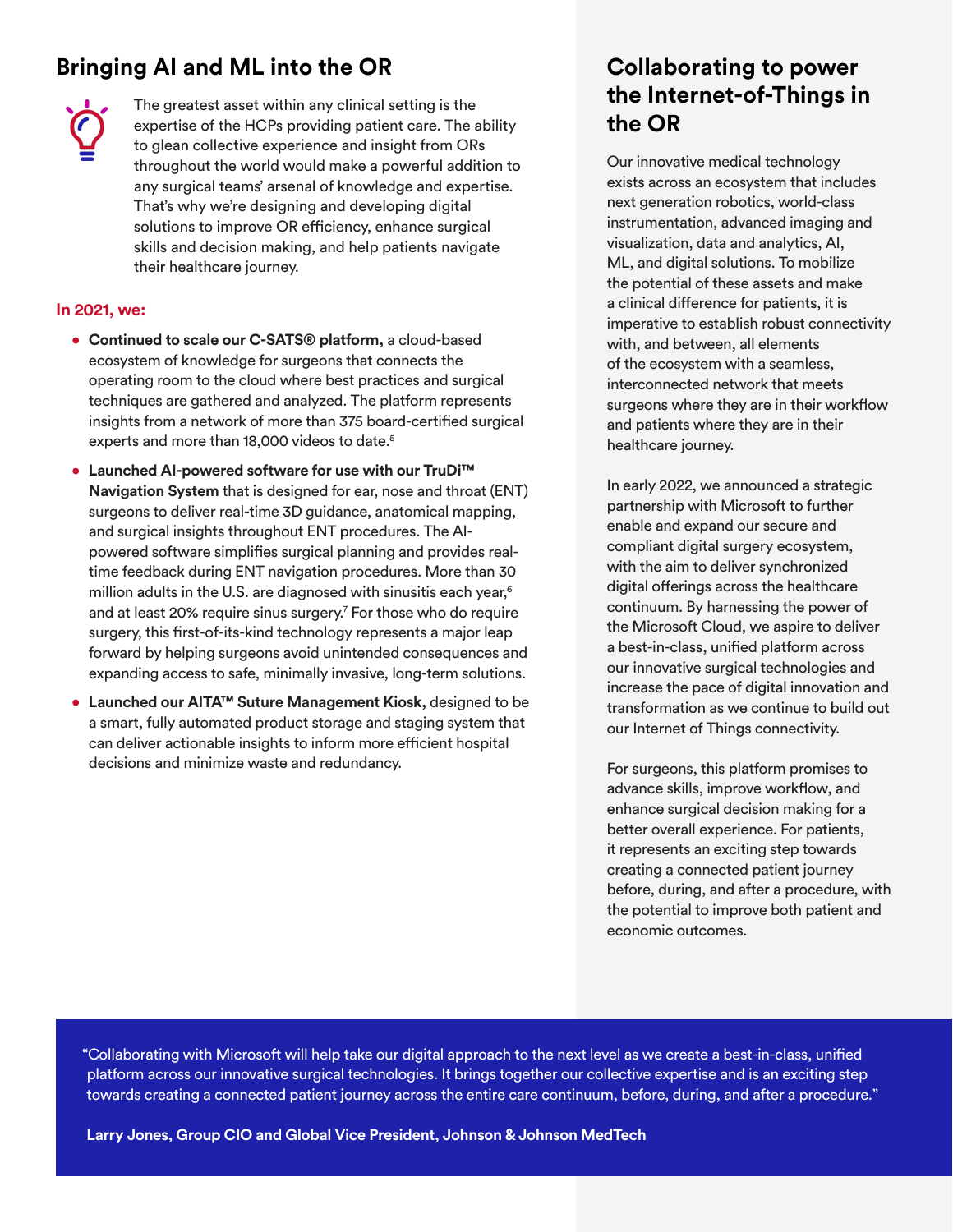## Bringing AI and ML into the OR

The greatest asset within any clinical setting is the expertise of the HCPs providing patient care. The ability to glean collective experience and insight from ORs throughout the world would make a powerful addition to any surgical teams' arsenal of knowledge and expertise. That's why we're designing and developing digital solutions to improve OR efficiency, enhance surgical skills and decision making, and help patients navigate their healthcare journey.

**In 2021, we:**

- **Continued to scale our C-SATS® platform,** a cloud-based ecosystem of knowledge for surgeons that connects the operating room to the cloud where best practices and surgical techniques are gathered and analyzed. The platform represents insights from a network of more than 375 board-certified surgical experts and more than 18,000 videos to date.[5]
- **Launched AI-powered software for use with our TruDi™ Navigation System** that is designed for ear, nose and throat (ENT) surgeons to deliver real-time 3D guidance, anatomical mapping, and surgical insights throughout ENT procedures. The AI-powered software simplifies surgical planning and provides real-time feedback during ENT navigation procedures. More than 30 million adults in the U.S. are diagnosed with sinusitis each year,[6] and at least 20% require sinus surgery.[7] For those who do require surgery, this first-of-its-kind technology represents a major leap forward by helping surgeons avoid unintended consequences and expanding access to safe, minimally invasive, long-term solutions.
- **Launched our AITA™ Suture Management Kiosk,** designed to be a smart, fully automated product storage and staging system that can deliver actionable insights to inform more efficient hospital decisions and minimize waste and redundancy.

## Collaborating to power the Internet-of-Things in the OR

Our innovative medical technology exists across an ecosystem that includes next generation robotics, world-class instrumentation, advanced imaging and visualization, data and analytics, AI, ML, and digital solutions. To mobilize the potential of these assets and make a clinical difference for patients, it is imperative to establish robust connectivity with, and between, all elements of the ecosystem with a seamless, interconnected network that meets surgeons where they are in their workflow and patients where they are in their healthcare journey.

In early 2022, we announced a strategic partnership with Microsoft to further enable and expand our secure and compliant digital surgery ecosystem, with the aim to deliver synchronized digital offerings across the healthcare continuum. By harnessing the power of the Microsoft Cloud, we aspire to deliver a best-in-class, unified platform across our innovative surgical technologies and increase the pace of digital innovation and transformation as we continue to build out our Internet of Things connectivity.

For surgeons, this platform promises to advance skills, improve workflow, and enhance surgical decision making for a better overall experience. For patients, it represents an exciting step towards creating a connected patient journey before, during, and after a procedure, with the potential to improve both patient and economic outcomes.

> "Collaborating with Microsoft will help take our digital approach to the next level as we create a best-in-class, unified platform across our innovative surgical technologies. It brings together our collective expertise and is an exciting step towards creating a connected patient journey across the entire care continuum, before, during, and after a procedure."
>
> **Larry Jones, Group CIO and Global Vice President, Johnson & Johnson MedTech**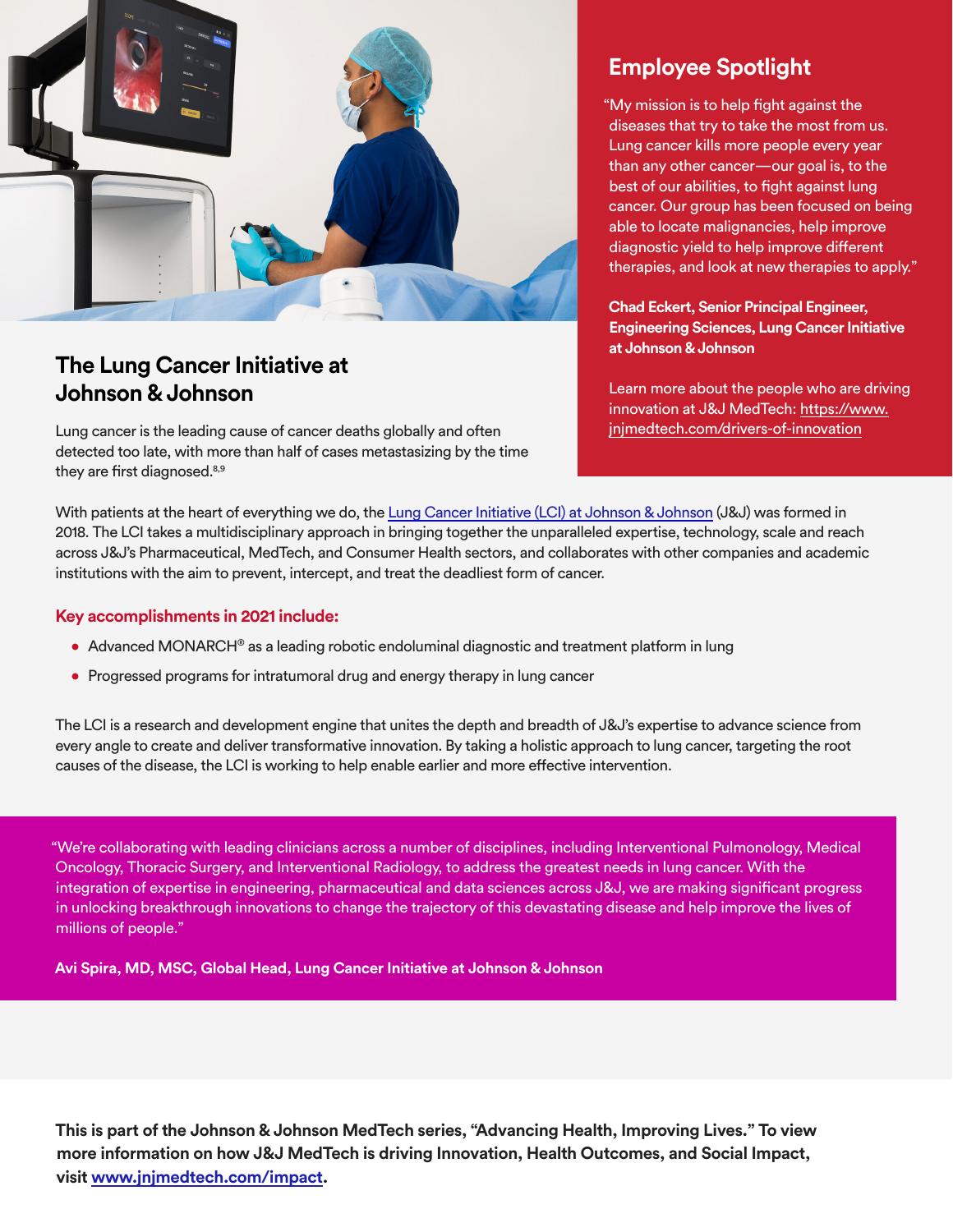## The Lung Cancer Initiative at Johnson & Johnson

Lung cancer is the leading cause of cancer deaths globally and often detected too late, with more than half of cases metastasizing by the time they are first diagnosed.[8,9]

## Employee Spotlight

"My mission is to help fight against the diseases that try to take the most from us. Lung cancer kills more people every year than any other cancer—our goal is, to the best of our abilities, to fight against lung cancer. Our group has been focused on being able to locate malignancies, help improve diagnostic yield to help improve different therapies, and look at new therapies to apply."

**Chad Eckert, Senior Principal Engineer, Engineering Sciences, Lung Cancer Initiative at Johnson & Johnson**

Learn more about the people who are driving innovation at J&J MedTech: https://www.jnjmedtech.com/drivers-of-innovation

With patients at the heart of everything we do, the Lung Cancer Initiative (LCI) at Johnson & Johnson (J&J) was formed in 2018. The LCI takes a multidisciplinary approach in bringing together the unparalleled expertise, technology, scale and reach across J&J's Pharmaceutical, MedTech, and Consumer Health sectors, and collaborates with other companies and academic institutions with the aim to prevent, intercept, and treat the deadliest form of cancer.

### Key accomplishments in 2021 include:

- Advanced MONARCH® as a leading robotic endoluminal diagnostic and treatment platform in lung
- Progressed programs for intratumoral drug and energy therapy in lung cancer

The LCI is a research and development engine that unites the depth and breadth of J&J's expertise to advance science from every angle to create and deliver transformative innovation. By taking a holistic approach to lung cancer, targeting the root causes of the disease, the LCI is working to help enable earlier and more effective intervention.

"We're collaborating with leading clinicians across a number of disciplines, including Interventional Pulmonology, Medical Oncology, Thoracic Surgery, and Interventional Radiology, to address the greatest needs in lung cancer. With the integration of expertise in engineering, pharmaceutical and data sciences across J&J, we are making significant progress in unlocking breakthrough innovations to change the trajectory of this devastating disease and help improve the lives of millions of people."

**Avi Spira, MD, MSC, Global Head, Lung Cancer Initiative at Johnson & Johnson**

**This is part of the Johnson & Johnson MedTech series, "Advancing Health, Improving Lives." To view more information on how J&J MedTech is driving Innovation, Health Outcomes, and Social Impact, visit www.jnjmedtech.com/impact.**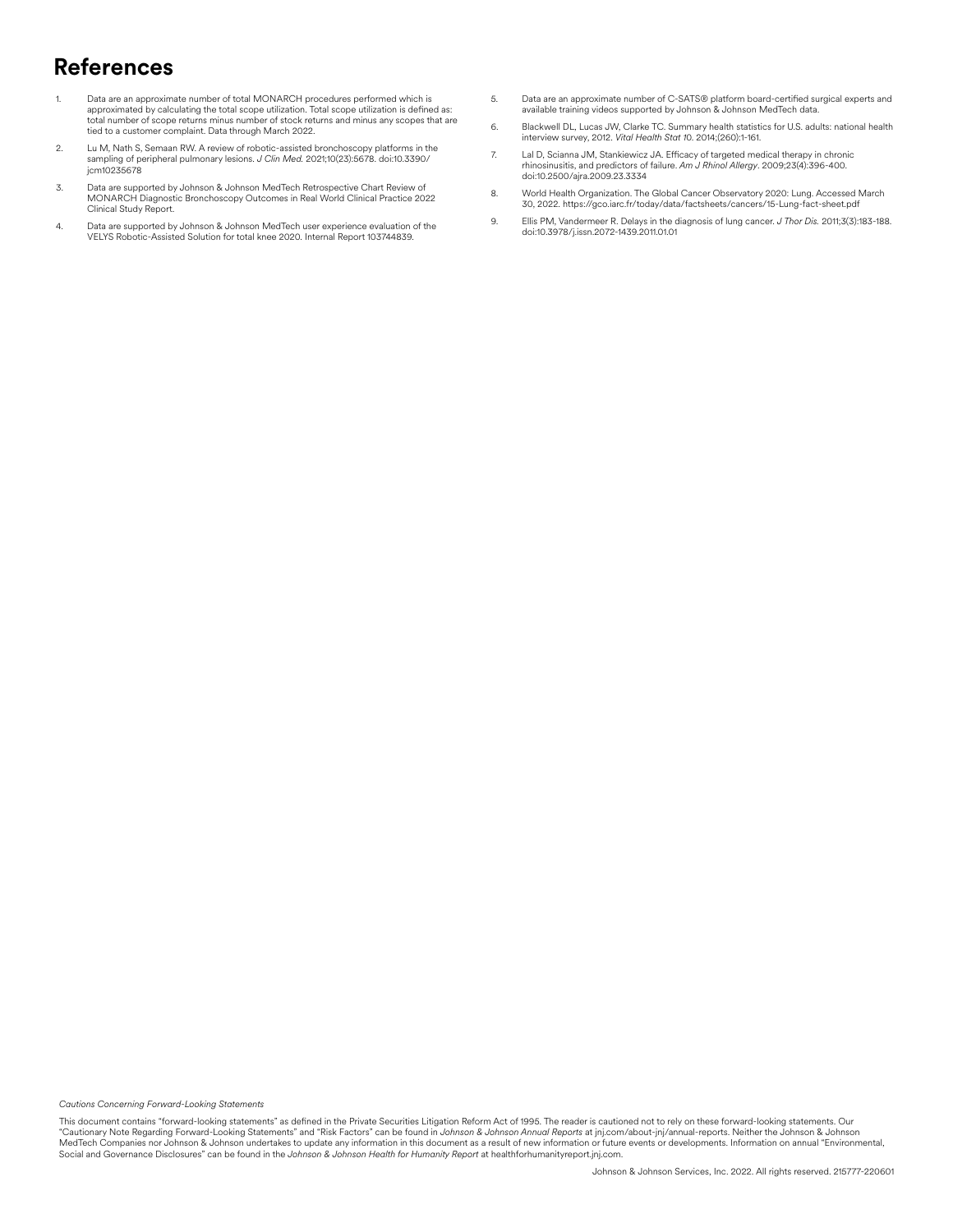# References

1. Data are an approximate number of total MONARCH procedures performed which is approximated by calculating the total scope utilization. Total scope utilization is defined as: total number of scope returns minus number of stock returns and minus any scopes that are tied to a customer complaint. Data through March 2022.
2. Lu M, Nath S, Semaan RW. A review of robotic-assisted bronchoscopy platforms in the sampling of peripheral pulmonary lesions. *J Clin Med.* 2021;10(23):5678. doi:10.3390/jcm10235678
3. Data are supported by Johnson & Johnson MedTech Retrospective Chart Review of MONARCH Diagnostic Bronchoscopy Outcomes in Real World Clinical Practice 2022 Clinical Study Report.
4. Data are supported by Johnson & Johnson MedTech user experience evaluation of the VELYS Robotic-Assisted Solution for total knee 2020. Internal Report 103744839.
5. Data are an approximate number of C-SATS® platform board-certified surgical experts and available training videos supported by Johnson & Johnson MedTech data.
6. Blackwell DL, Lucas JW, Clarke TC. Summary health statistics for U.S. adults: national health interview survey, 2012. *Vital Health Stat 10.* 2014;(260):1-161.
7. Lal D, Scianna JM, Stankiewicz JA. Efficacy of targeted medical therapy in chronic rhinosinusitis, and predictors of failure. *Am J Rhinol Allergy*. 2009;23(4):396-400. doi:10.2500/ajra.2009.23.3334
8. World Health Organization. The Global Cancer Observatory 2020: Lung. Accessed March 30, 2022. https://gco.iarc.fr/today/data/factsheets/cancers/15-Lung-fact-sheet.pdf
9. Ellis PM, Vandermeer R. Delays in the diagnosis of lung cancer. *J Thor Dis.* 2011;3(3):183-188. doi:10.3978/j.issn.2072-1439.2011.01.01

*Cautions Concerning Forward-Looking Statements*

This document contains "forward-looking statements" as defined in the Private Securities Litigation Reform Act of 1995. The reader is cautioned not to rely on these forward-looking statements. Our "Cautionary Note Regarding Forward-Looking Statements" and "Risk Factors" can be found in *Johnson & Johnson Annual Reports* at jnj.com/about-jnj/annual-reports. Neither the Johnson & Johnson MedTech Companies nor Johnson & Johnson undertakes to update any information in this document as a result of new information or future events or developments. Information on annual "Environmental, Social and Governance Disclosures" can be found in the *Johnson & Johnson Health for Humanity Report* at healthforhumanityreport.jnj.com.

Johnson & Johnson Services, Inc. 2022. All rights reserved. 215777-220601